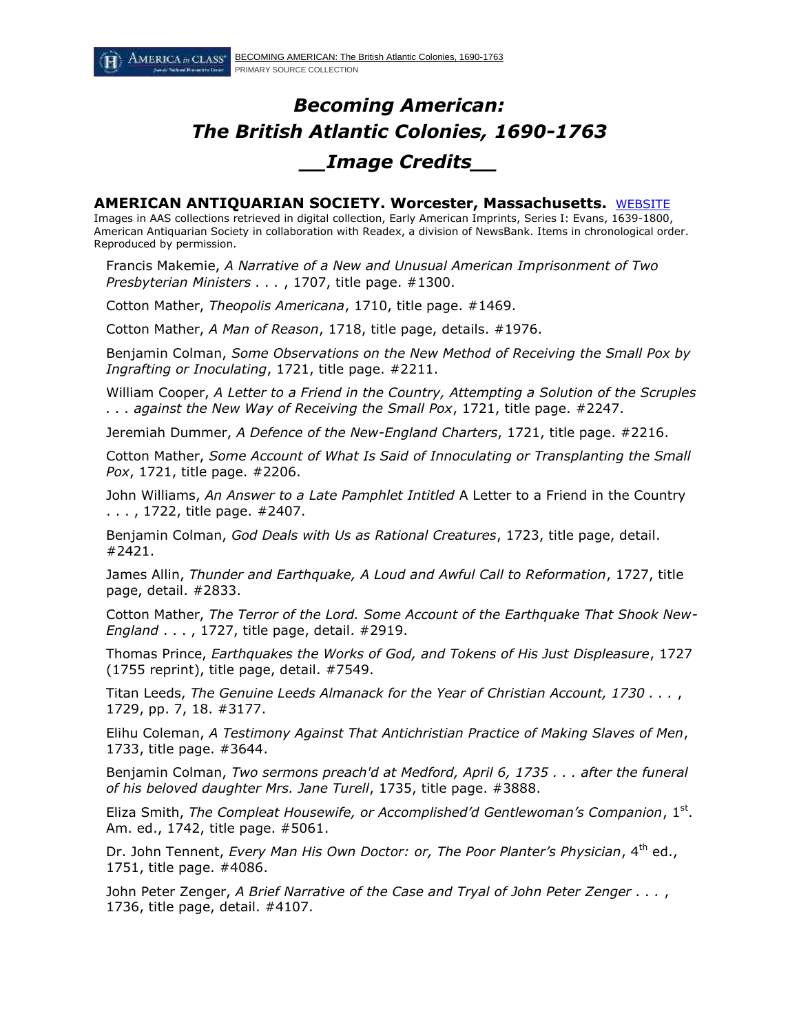# *Becoming American: The British Atlantic Colonies, 1690-1763*

## *__Image Credits__*

**AMERICAN ANTIQUARIAN SOCIETY. Worcester, Massachusetts.** WEBSITE

Images in AAS collections retrieved in digital collection, Early American Imprints, Series I: Evans, 1639-1800, American Antiquarian Society in collaboration with Readex, a division of NewsBank. Items in chronological order. Reproduced by permission.

Francis Makemie, *A Narrative of a New and Unusual American Imprisonment of Two Presbyterian Ministers . . .* , 1707, title page. #1300.

Cotton Mather, *Theopolis Americana*, 1710, title page. #1469.

Cotton Mather, *A Man of Reason*, 1718, title page, details. #1976.

Benjamin Colman, *Some Observations on the New Method of Receiving the Small Pox by Ingrafting or Inoculating*, 1721, title page. #2211.

William Cooper, *A Letter to a Friend in the Country, Attempting a Solution of the Scruples . . . against the New Way of Receiving the Small Pox*, 1721, title page. #2247.

Jeremiah Dummer, *A Defence of the New-England Charters*, 1721, title page. #2216.

Cotton Mather, *Some Account of What Is Said of Innoculating or Transplanting the Small Pox*, 1721, title page. #2206.

John Williams, *An Answer to a Late Pamphlet Intitled* A Letter to a Friend in the Country . . . , 1722, title page. #2407.

Benjamin Colman, *God Deals with Us as Rational Creatures*, 1723, title page, detail. #2421.

James Allin, *Thunder and Earthquake, A Loud and Awful Call to Reformation*, 1727, title page, detail. #2833.

Cotton Mather, *The Terror of the Lord. Some Account of the Earthquake That Shook New-England* . . . , 1727, title page, detail. #2919.

Thomas Prince, *Earthquakes the Works of God, and Tokens of His Just Displeasure*, 1727 (1755 reprint), title page, detail. #7549.

Titan Leeds, *The Genuine Leeds Almanack for the Year of Christian Account, 1730 . . .* , 1729, pp. 7, 18. #3177.

Elihu Coleman, *A Testimony Against That Antichristian Practice of Making Slaves of Men*, 1733, title page. #3644.

Benjamin Colman, *Two sermons preach'd at Medford, April 6, 1735 . . . after the funeral of his beloved daughter Mrs. Jane Turell*, 1735, title page. #3888.

Eliza Smith, *The Compleat Housewife, or Accomplished'd Gentlewoman's Companion*, 1st. Am. ed., 1742, title page. #5061.

Dr. John Tennent, *Every Man His Own Doctor: or, The Poor Planter's Physician*, 4th ed., 1751, title page. #4086.

John Peter Zenger, *A Brief Narrative of the Case and Tryal of John Peter Zenger . . .* , 1736, title page, detail. #4107.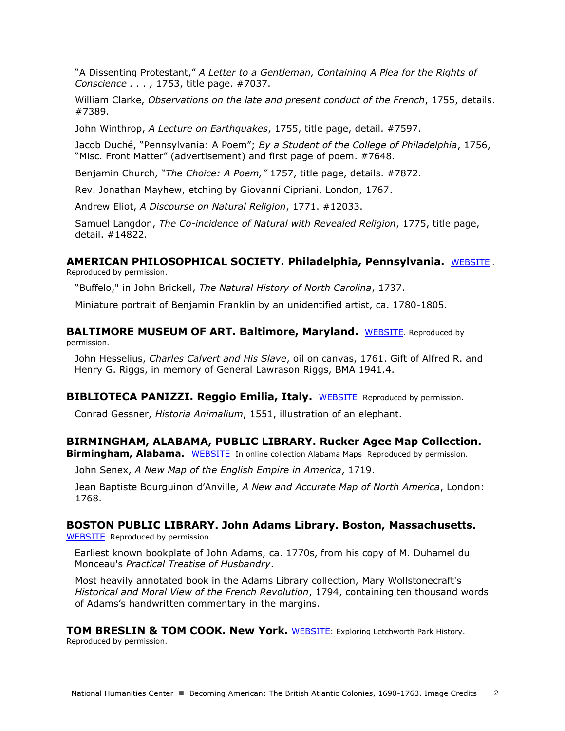"A Dissenting Protestant," *A Letter to a Gentleman, Containing A Plea for the Rights of Conscience . . . ,* 1753, title page. #7037.

William Clarke, *Observations on the late and present conduct of the French*, 1755, details. #7389.

John Winthrop, *A Lecture on Earthquakes*, 1755, title page, detail. #7597.

Jacob Duché, "Pennsylvania: A Poem"; *By a Student of the College of Philadelphia*, 1756, "Misc. Front Matter" (advertisement) and first page of poem. #7648.

Benjamin Church, *"The Choice: A Poem,"* 1757, title page, details. #7872.

Rev. Jonathan Mayhew, etching by Giovanni Cipriani, London, 1767.

Andrew Eliot, *A Discourse on Natural Religion*, 1771. #12033.

Samuel Langdon, *The Co-incidence of Natural with Revealed Religion*, 1775, title page, detail. #14822.

**AMERICAN PHILOSOPHICAL SOCIETY. Philadelphia, Pennsylvania.** WEBSITE. Reproduced by permission.

"Buffalo," in John Brickell, *The Natural History of North Carolina*, 1737.

Miniature portrait of Benjamin Franklin by an unidentified artist, ca. 1780-1805.

**BALTIMORE MUSEUM OF ART. Baltimore, Maryland.** WEBSITE. Reproduced by permission.

John Hesselius, *Charles Calvert and His Slave*, oil on canvas, 1761. Gift of Alfred R. and Henry G. Riggs, in memory of General Lawrason Riggs, BMA 1941.4.

**BIBLIOTECA PANIZZI. Reggio Emilia, Italy.** WEBSITE Reproduced by permission.

Conrad Gessner, *Historia Animalium*, 1551, illustration of an elephant.

**BIRMINGHAM, ALABAMA, PUBLIC LIBRARY. Rucker Agee Map Collection. Birmingham, Alabama.** WEBSITE In online collection Alabama Maps Reproduced by permission.

John Senex, *A New Map of the English Empire in America*, 1719.

Jean Baptiste Bourguinon d'Anville, *A New and Accurate Map of North America*, London: 1768.

**BOSTON PUBLIC LIBRARY. John Adams Library. Boston, Massachusetts.** WEBSITE Reproduced by permission.

Earliest known bookplate of John Adams, ca. 1770s, from his copy of M. Duhamel du Monceau's *Practical Treatise of Husbandry*.

Most heavily annotated book in the Adams Library collection, Mary Wollstonecraft's *Historical and Moral View of the French Revolution*, 1794, containing ten thousand words of Adams's handwritten commentary in the margins.

**TOM BRESLIN & TOM COOK. New York.** WEBSITE: Exploring Letchworth Park History. Reproduced by permission.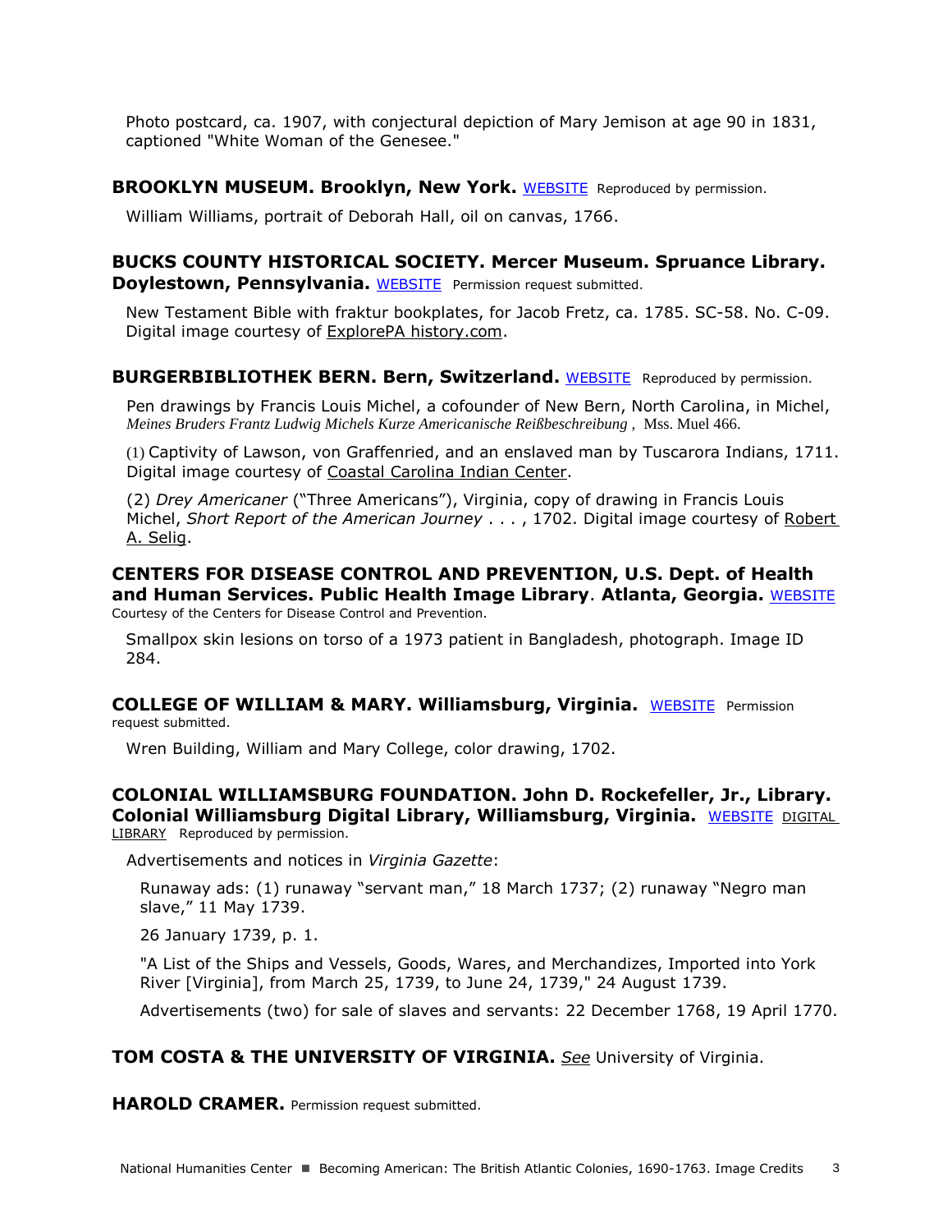Photo postcard, ca. 1907, with conjectural depiction of Mary Jemison at age 90 in 1831, captioned "White Woman of the Genesee."

**BROOKLYN MUSEUM. Brooklyn, New York.** WEBSITE Reproduced by permission.

William Williams, portrait of Deborah Hall, oil on canvas, 1766.

**BUCKS COUNTY HISTORICAL SOCIETY. Mercer Museum. Spruance Library. Doylestown, Pennsylvania.** WEBSITE Permission request submitted.

New Testament Bible with fraktur bookplates, for Jacob Fretz, ca. 1785. SC-58. No. C-09. Digital image courtesy of ExplorePA history.com.

**BURGERBIBLIOTHEK BERN. Bern, Switzerland.** WEBSITE Reproduced by permission.

Pen drawings by Francis Louis Michel, a cofounder of New Bern, North Carolina, in Michel, *Meines Bruders Frantz Ludwig Michels Kurze Americanische Reißbeschreibung* , Mss. Muel 466.

(1) Captivity of Lawson, von Graffenried, and an enslaved man by Tuscarora Indians, 1711. Digital image courtesy of Coastal Carolina Indian Center.

(2) *Drey Americaner* ("Three Americans"), Virginia, copy of drawing in Francis Louis Michel, *Short Report of the American Journey* . . . , 1702. Digital image courtesy of Robert A. Selig.

**CENTERS FOR DISEASE CONTROL AND PREVENTION, U.S. Dept. of Health and Human Services. Public Health Image Library. Atlanta, Georgia.** WEBSITE Courtesy of the Centers for Disease Control and Prevention.

Smallpox skin lesions on torso of a 1973 patient in Bangladesh, photograph. Image ID 284.

**COLLEGE OF WILLIAM & MARY. Williamsburg, Virginia.** WEBSITE Permission request submitted.

Wren Building, William and Mary College, color drawing, 1702.

**COLONIAL WILLIAMSBURG FOUNDATION. John D. Rockefeller, Jr., Library. Colonial Williamsburg Digital Library, Williamsburg, Virginia.** WEBSITE DIGITAL LIBRARY Reproduced by permission.

Advertisements and notices in *Virginia Gazette*:

Runaway ads: (1) runaway "servant man," 18 March 1737; (2) runaway "Negro man slave," 11 May 1739.

26 January 1739, p. 1.

"A List of the Ships and Vessels, Goods, Wares, and Merchandizes, Imported into York River [Virginia], from March 25, 1739, to June 24, 1739," 24 August 1739.

Advertisements (two) for sale of slaves and servants: 22 December 1768, 19 April 1770.

**TOM COSTA & THE UNIVERSITY OF VIRGINIA.** *See* University of Virginia.

**HAROLD CRAMER.** Permission request submitted.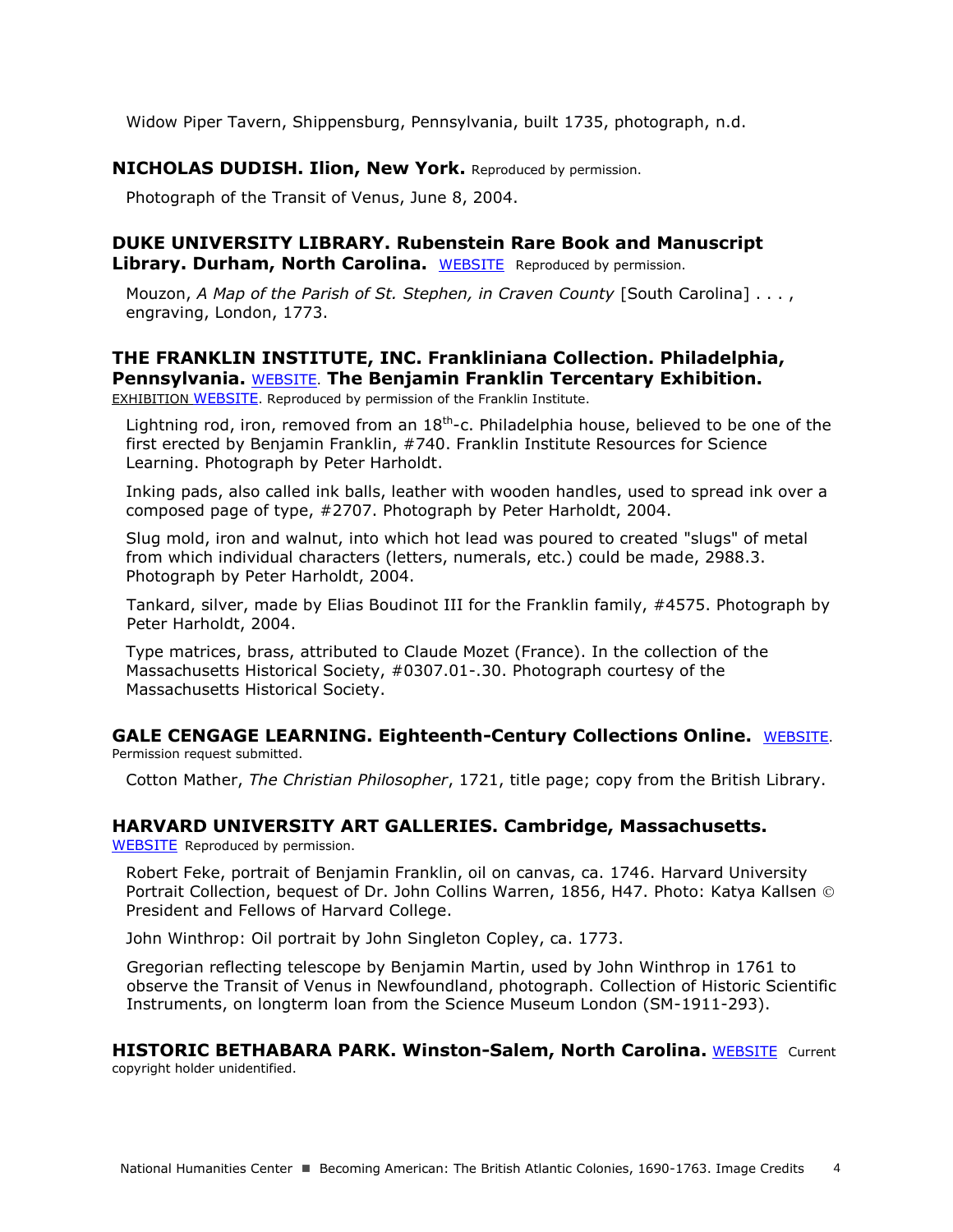Widow Piper Tavern, Shippensburg, Pennsylvania, built 1735, photograph, n.d.

**NICHOLAS DUDISH. Ilion, New York.** Reproduced by permission.

Photograph of the Transit of Venus, June 8, 2004.

**DUKE UNIVERSITY LIBRARY. Rubenstein Rare Book and Manuscript Library. Durham, North Carolina.** WEBSITE Reproduced by permission.

Mouzon, *A Map of the Parish of St. Stephen, in Craven County* [South Carolina] . . . , engraving, London, 1773.

**THE FRANKLIN INSTITUTE, INC. Frankliniana Collection. Philadelphia, Pennsylvania.** WEBSITE. **The Benjamin Franklin Tercentary Exhibition.** EXHIBITION WEBSITE. Reproduced by permission of the Franklin Institute.

Lightning rod, iron, removed from an 18th-c. Philadelphia house, believed to be one of the first erected by Benjamin Franklin, #740. Franklin Institute Resources for Science Learning. Photograph by Peter Harholdt.

Inking pads, also called ink balls, leather with wooden handles, used to spread ink over a composed page of type, #2707. Photograph by Peter Harholdt, 2004.

Slug mold, iron and walnut, into which hot lead was poured to created "slugs" of metal from which individual characters (letters, numerals, etc.) could be made, 2988.3. Photograph by Peter Harholdt, 2004.

Tankard, silver, made by Elias Boudinot III for the Franklin family, #4575. Photograph by Peter Harholdt, 2004.

Type matrices, brass, attributed to Claude Mozet (France). In the collection of the Massachusetts Historical Society, #0307.01-.30. Photograph courtesy of the Massachusetts Historical Society.

**GALE CENGAGE LEARNING. Eighteenth-Century Collections Online.** WEBSITE. Permission request submitted.

Cotton Mather, *The Christian Philosopher*, 1721, title page; copy from the British Library.

**HARVARD UNIVERSITY ART GALLERIES. Cambridge, Massachusetts.** WEBSITE Reproduced by permission.

Robert Feke, portrait of Benjamin Franklin, oil on canvas, ca. 1746. Harvard University Portrait Collection, bequest of Dr. John Collins Warren, 1856, H47. Photo: Katya Kallsen © President and Fellows of Harvard College.

John Winthrop: Oil portrait by John Singleton Copley, ca. 1773.

Gregorian reflecting telescope by Benjamin Martin, used by John Winthrop in 1761 to observe the Transit of Venus in Newfoundland, photograph. Collection of Historic Scientific Instruments, on longterm loan from the Science Museum London (SM-1911-293).

**HISTORIC BETHABARA PARK. Winston-Salem, North Carolina.** WEBSITE Current copyright holder unidentified.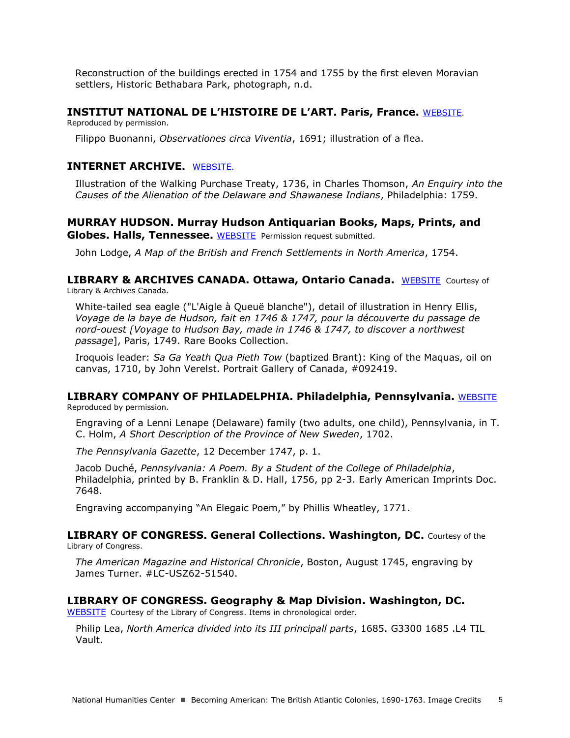Reconstruction of the buildings erected in 1754 and 1755 by the first eleven Moravian settlers, Historic Bethabara Park, photograph, n.d.

**INSTITUT NATIONAL DE L'HISTOIRE DE L'ART. Paris, France.** [WEBSITE].
Reproduced by permission.

Filippo Buonanni, *Observationes circa Viventia*, 1691; illustration of a flea.

**INTERNET ARCHIVE.** [WEBSITE].

Illustration of the Walking Purchase Treaty, 1736, in Charles Thomson, *An Enquiry into the Causes of the Alienation of the Delaware and Shawanese Indians*, Philadelphia: 1759.

**MURRAY HUDSON. Murray Hudson Antiquarian Books, Maps, Prints, and Globes. Halls, Tennessee.** [WEBSITE] Permission request submitted.

John Lodge, *A Map of the British and French Settlements in North America*, 1754.

**LIBRARY & ARCHIVES CANADA. Ottawa, Ontario Canada.** [WEBSITE] Courtesy of Library & Archives Canada.

White-tailed sea eagle ("L'Aigle à Queuë blanche"), detail of illustration in Henry Ellis, *Voyage de la baye de Hudson, fait en 1746 & 1747, pour la découverte du passage de nord-ouest [Voyage to Hudson Bay, made in 1746 & 1747, to discover a northwest passage*], Paris, 1749. Rare Books Collection.

Iroquois leader: *Sa Ga Yeath Qua Pieth Tow* (baptized Brant): King of the Maquas, oil on canvas, 1710, by John Verelst. Portrait Gallery of Canada, #092419.

**LIBRARY COMPANY OF PHILADELPHIA. Philadelphia, Pennsylvania.** [WEBSITE]
Reproduced by permission.

Engraving of a Lenni Lenape (Delaware) family (two adults, one child), Pennsylvania, in T. C. Holm, *A Short Description of the Province of New Sweden*, 1702.

*The Pennsylvania Gazette*, 12 December 1747, p. 1.

Jacob Duché, *Pennsylvania: A Poem. By a Student of the College of Philadelphia*, Philadelphia, printed by B. Franklin & D. Hall, 1756, pp 2-3. Early American Imprints Doc. 7648.

Engraving accompanying "An Elegaic Poem," by Phillis Wheatley, 1771.

**LIBRARY OF CONGRESS. General Collections. Washington, DC.** Courtesy of the Library of Congress.

*The American Magazine and Historical Chronicle*, Boston, August 1745, engraving by James Turner. #LC-USZ62-51540.

**LIBRARY OF CONGRESS. Geography & Map Division. Washington, DC.**
[WEBSITE] Courtesy of the Library of Congress. Items in chronological order.

Philip Lea, *North America divided into its III principall parts*, 1685. G3300 1685 .L4 TIL Vault.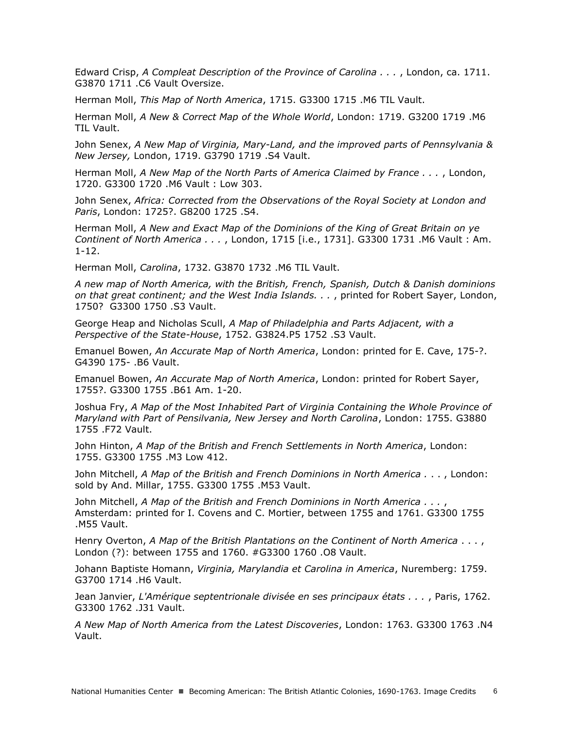Edward Crisp, *A Compleat Description of the Province of Carolina . . .* , London, ca. 1711. G3870 1711 .C6 Vault Oversize.

Herman Moll, *This Map of North America*, 1715. G3300 1715 .M6 TIL Vault.

Herman Moll, *A New & Correct Map of the Whole World*, London: 1719. G3200 1719 .M6 TIL Vault.

John Senex, *A New Map of Virginia, Mary-Land, and the improved parts of Pennsylvania & New Jersey,* London, 1719. G3790 1719 .S4 Vault.

Herman Moll, *A New Map of the North Parts of America Claimed by France . . .* , London, 1720. G3300 1720 .M6 Vault : Low 303.

John Senex, *Africa: Corrected from the Observations of the Royal Society at London and Paris*, London: 1725?. G8200 1725 .S4.

Herman Moll, *A New and Exact Map of the Dominions of the King of Great Britain on ye Continent of North America . . .* , London, 1715 [i.e., 1731]. G3300 1731 .M6 Vault : Am. 1-12.

Herman Moll, *Carolina*, 1732. G3870 1732 .M6 TIL Vault.

*A new map of North America, with the British, French, Spanish, Dutch & Danish dominions on that great continent; and the West India Islands. . .* , printed for Robert Sayer, London, 1750? G3300 1750 .S3 Vault.

George Heap and Nicholas Scull, *A Map of Philadelphia and Parts Adjacent, with a Perspective of the State-House*, 1752. G3824.P5 1752 .S3 Vault.

Emanuel Bowen, *An Accurate Map of North America*, London: printed for E. Cave, 175-?. G4390 175- .B6 Vault.

Emanuel Bowen, *An Accurate Map of North America*, London: printed for Robert Sayer, 1755?. G3300 1755 .B61 Am. 1-20.

Joshua Fry, *A Map of the Most Inhabited Part of Virginia Containing the Whole Province of Maryland with Part of Pensilvania, New Jersey and North Carolina*, London: 1755. G3880 1755 .F72 Vault.

John Hinton, *A Map of the British and French Settlements in North America*, London: 1755. G3300 1755 .M3 Low 412.

John Mitchell, *A Map of the British and French Dominions in North America .* . . , London: sold by And. Millar, 1755. G3300 1755 .M53 Vault.

John Mitchell, *A Map of the British and French Dominions in North America . . .* , Amsterdam: printed for I. Covens and C. Mortier, between 1755 and 1761. G3300 1755 .M55 Vault.

Henry Overton, *A Map of the British Plantations on the Continent of North America* . . . , London (?): between 1755 and 1760. #G3300 1760 .O8 Vault.

Johann Baptiste Homann, *Virginia, Marylandia et Carolina in America*, Nuremberg: 1759. G3700 1714 .H6 Vault.

Jean Janvier, *L'Amérique septentrionale divisée en ses principaux états . . .* , Paris, 1762. G3300 1762 .J31 Vault.

*A New Map of North America from the Latest Discoveries*, London: 1763. G3300 1763 .N4 Vault.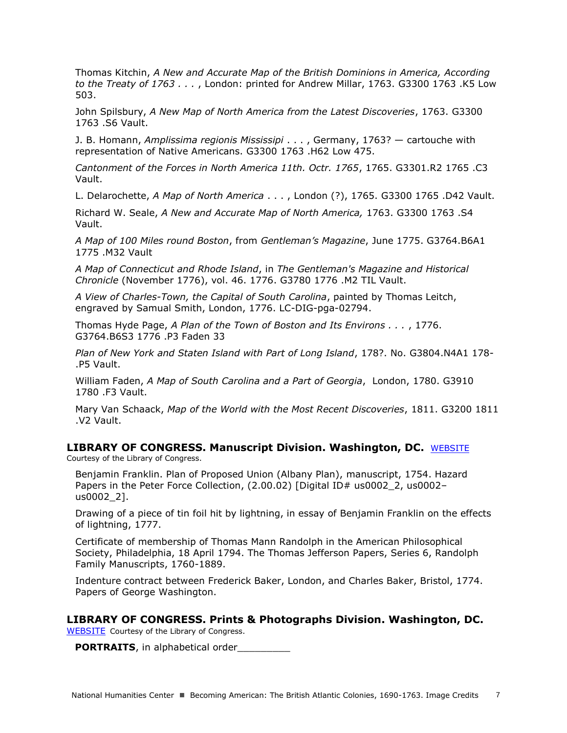Thomas Kitchin, *A New and Accurate Map of the British Dominions in America, According to the Treaty of 1763 . . .* , London: printed for Andrew Millar, 1763. G3300 1763 .K5 Low 503.

John Spilsbury, *A New Map of North America from the Latest Discoveries*, 1763. G3300 1763 .S6 Vault.

J. B. Homann, *Amplissima regionis Mississipi* . . . , Germany, 1763? — cartouche with representation of Native Americans. G3300 1763 .H62 Low 475.

*Cantonment of the Forces in North America 11th. Octr. 1765*, 1765. G3301.R2 1765 .C3 Vault.

L. Delarochette, *A Map of North America* . . . , London (?), 1765. G3300 1765 .D42 Vault.

Richard W. Seale, *A New and Accurate Map of North America,* 1763. G3300 1763 .S4 Vault.

*A Map of 100 Miles round Boston*, from *Gentleman's Magazine*, June 1775. G3764.B6A1 1775 .M32 Vault

*A Map of Connecticut and Rhode Island*, in *The Gentleman's Magazine and Historical Chronicle* (November 1776), vol. 46. 1776. G3780 1776 .M2 TIL Vault.

*A View of Charles-Town, the Capital of South Carolina*, painted by Thomas Leitch, engraved by Samual Smith, London, 1776. LC-DIG-pga-02794.

Thomas Hyde Page, *A Plan of the Town of Boston and Its Environs . . .* , 1776. G3764.B6S3 1776 .P3 Faden 33

*Plan of New York and Staten Island with Part of Long Island*, 178?. No. G3804.N4A1 178- .P5 Vault.

William Faden, *A Map of South Carolina and a Part of Georgia*, London, 1780. G3910 1780 .F3 Vault.

Mary Van Schaack, *Map of the World with the Most Recent Discoveries*, 1811. G3200 1811 .V2 Vault.

## LIBRARY OF CONGRESS. Manuscript Division. Washington, DC. WEBSITE

Courtesy of the Library of Congress.

Benjamin Franklin. Plan of Proposed Union (Albany Plan), manuscript, 1754. Hazard Papers in the Peter Force Collection, (2.00.02) [Digital ID# us0002_2, us0002–us0002_2].

Drawing of a piece of tin foil hit by lightning, in essay of Benjamin Franklin on the effects of lightning, 1777.

Certificate of membership of Thomas Mann Randolph in the American Philosophical Society, Philadelphia, 18 April 1794. The Thomas Jefferson Papers, Series 6, Randolph Family Manuscripts, 1760-1889.

Indenture contract between Frederick Baker, London, and Charles Baker, Bristol, 1774. Papers of George Washington.

## LIBRARY OF CONGRESS. Prints & Photographs Division. Washington, DC.

WEBSITE Courtesy of the Library of Congress.

**PORTRAITS**, in alphabetical order_________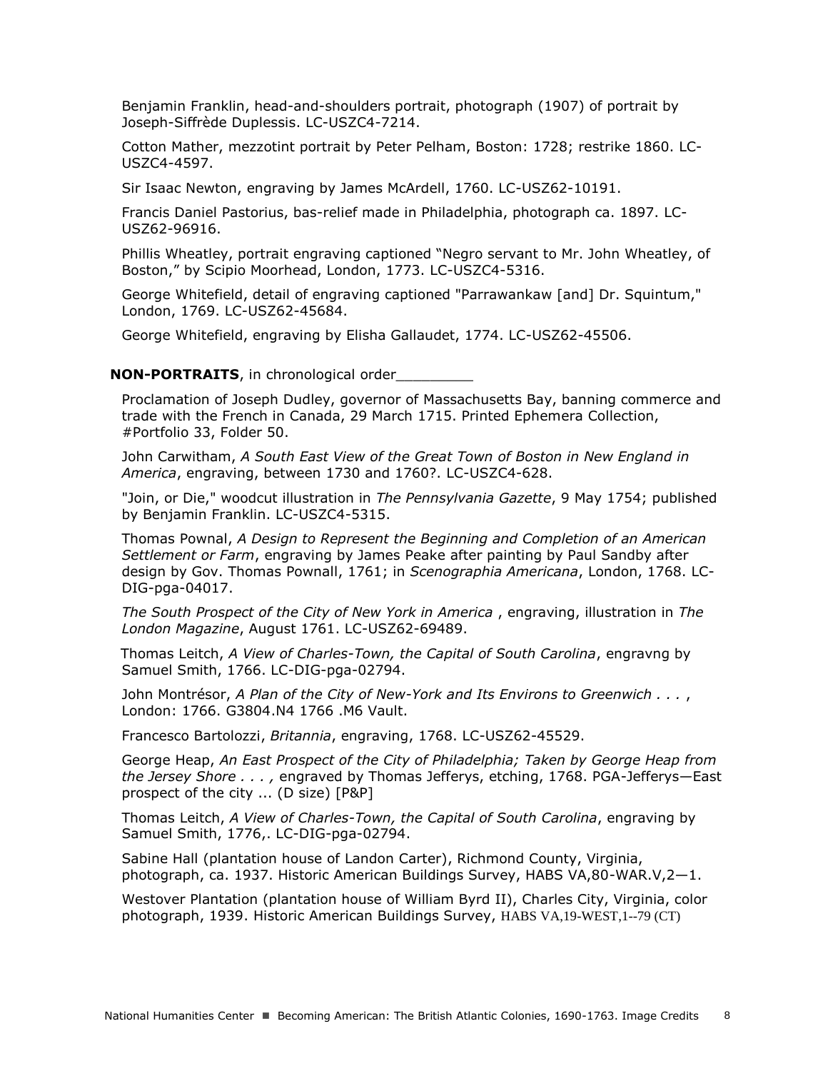Benjamin Franklin, head-and-shoulders portrait, photograph (1907) of portrait by Joseph-Siffrède Duplessis. LC-USZC4-7214.

Cotton Mather, mezzotint portrait by Peter Pelham, Boston: 1728; restrike 1860. LC-USZC4-4597.

Sir Isaac Newton, engraving by James McArdell, 1760. LC-USZ62-10191.

Francis Daniel Pastorius, bas-relief made in Philadelphia, photograph ca. 1897. LC-USZ62-96916.

Phillis Wheatley, portrait engraving captioned "Negro servant to Mr. John Wheatley, of Boston," by Scipio Moorhead, London, 1773. LC-USZC4-5316.

George Whitefield, detail of engraving captioned "Parrawankaw [and] Dr. Squintum," London, 1769. LC-USZ62-45684.

George Whitefield, engraving by Elisha Gallaudet, 1774. LC-USZ62-45506.

**NON-PORTRAITS**, in chronological order_________

Proclamation of Joseph Dudley, governor of Massachusetts Bay, banning commerce and trade with the French in Canada, 29 March 1715. Printed Ephemera Collection, #Portfolio 33, Folder 50.

John Carwitham, *A South East View of the Great Town of Boston in New England in America*, engraving, between 1730 and 1760?. LC-USZC4-628.

"Join, or Die," woodcut illustration in *The Pennsylvania Gazette*, 9 May 1754; published by Benjamin Franklin. LC-USZC4-5315.

Thomas Pownal, *A Design to Represent the Beginning and Completion of an American Settlement or Farm*, engraving by James Peake after painting by Paul Sandby after design by Gov. Thomas Pownall, 1761; in *Scenographia Americana*, London, 1768. LC-DIG-pga-04017.

*The South Prospect of the City of New York in America* , engraving, illustration in *The London Magazine*, August 1761. LC-USZ62-69489.

Thomas Leitch, *A View of Charles-Town, the Capital of South Carolina*, engravng by Samuel Smith, 1766. LC-DIG-pga-02794.

John Montrésor, *A Plan of the City of New-York and Its Environs to Greenwich . . .* , London: 1766. G3804.N4 1766 .M6 Vault.

Francesco Bartolozzi, *Britannia*, engraving, 1768. LC-USZ62-45529.

George Heap, *An East Prospect of the City of Philadelphia; Taken by George Heap from the Jersey Shore . . . ,* engraved by Thomas Jefferys, etching, 1768. PGA-Jefferys—East prospect of the city ... (D size) [P&P]

Thomas Leitch, *A View of Charles-Town, the Capital of South Carolina*, engraving by Samuel Smith, 1776,. LC-DIG-pga-02794.

Sabine Hall (plantation house of Landon Carter), Richmond County, Virginia, photograph, ca. 1937. Historic American Buildings Survey, HABS VA,80-WAR.V,2—1.

Westover Plantation (plantation house of William Byrd II), Charles City, Virginia, color photograph, 1939. Historic American Buildings Survey, HABS VA,19-WEST,1--79 (CT)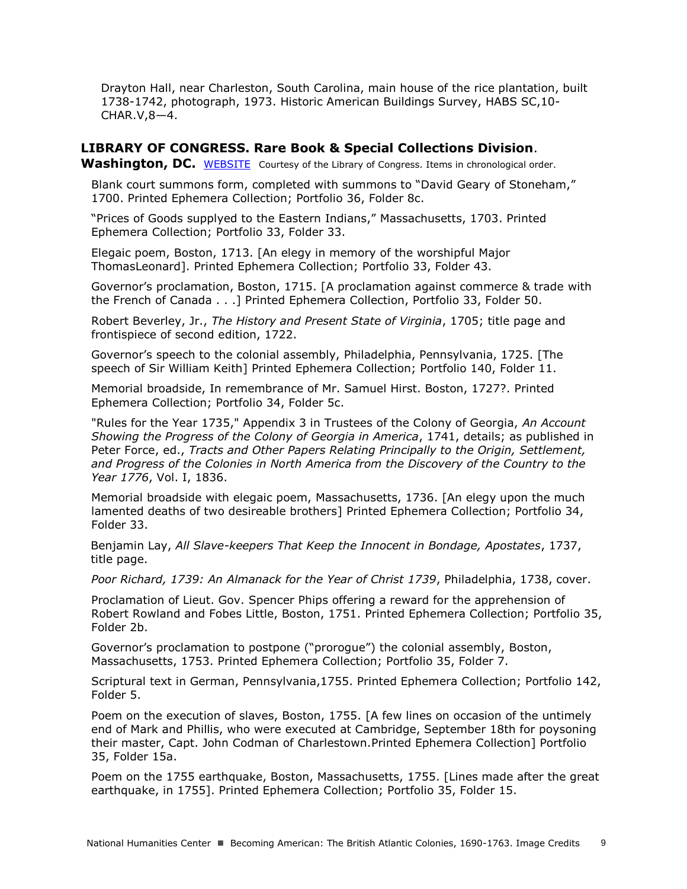Drayton Hall, near Charleston, South Carolina, main house of the rice plantation, built 1738-1742, photograph, 1973. Historic American Buildings Survey, HABS SC,10-CHAR.V,8—4.

### LIBRARY OF CONGRESS. Rare Book & Special Collections Division. Washington, DC.

WEBSITE Courtesy of the Library of Congress. Items in chronological order.

Blank court summons form, completed with summons to "David Geary of Stoneham," 1700. Printed Ephemera Collection; Portfolio 36, Folder 8c.

"Prices of Goods supplyed to the Eastern Indians," Massachusetts, 1703. Printed Ephemera Collection; Portfolio 33, Folder 33.

Elegaic poem, Boston, 1713. [An elegy in memory of the worshipful Major ThomasLeonard]. Printed Ephemera Collection; Portfolio 33, Folder 43.

Governor's proclamation, Boston, 1715. [A proclamation against commerce & trade with the French of Canada . . .] Printed Ephemera Collection, Portfolio 33, Folder 50.

Robert Beverley, Jr., *The History and Present State of Virginia*, 1705; title page and frontispiece of second edition, 1722.

Governor's speech to the colonial assembly, Philadelphia, Pennsylvania, 1725. [The speech of Sir William Keith] Printed Ephemera Collection; Portfolio 140, Folder 11.

Memorial broadside, In remembrance of Mr. Samuel Hirst. Boston, 1727?. Printed Ephemera Collection; Portfolio 34, Folder 5c.

"Rules for the Year 1735," Appendix 3 in Trustees of the Colony of Georgia, *An Account Showing the Progress of the Colony of Georgia in America*, 1741, details; as published in Peter Force, ed., *Tracts and Other Papers Relating Principally to the Origin, Settlement, and Progress of the Colonies in North America from the Discovery of the Country to the Year 1776*, Vol. I, 1836.

Memorial broadside with elegaic poem, Massachusetts, 1736. [An elegy upon the much lamented deaths of two desireable brothers] Printed Ephemera Collection; Portfolio 34, Folder 33.

Benjamin Lay, *All Slave-keepers That Keep the Innocent in Bondage, Apostates*, 1737, title page.

*Poor Richard, 1739: An Almanack for the Year of Christ 1739*, Philadelphia, 1738, cover.

Proclamation of Lieut. Gov. Spencer Phips offering a reward for the apprehension of Robert Rowland and Fobes Little, Boston, 1751. Printed Ephemera Collection; Portfolio 35, Folder 2b.

Governor's proclamation to postpone ("prorogue") the colonial assembly, Boston, Massachusetts, 1753. Printed Ephemera Collection; Portfolio 35, Folder 7.

Scriptural text in German, Pennsylvania,1755. Printed Ephemera Collection; Portfolio 142, Folder 5.

Poem on the execution of slaves, Boston, 1755. [A few lines on occasion of the untimely end of Mark and Phillis, who were executed at Cambridge, September 18th for poysoning their master, Capt. John Codman of Charlestown.Printed Ephemera Collection] Portfolio 35, Folder 15a.

Poem on the 1755 earthquake, Boston, Massachusetts, 1755. [Lines made after the great earthquake, in 1755]. Printed Ephemera Collection; Portfolio 35, Folder 15.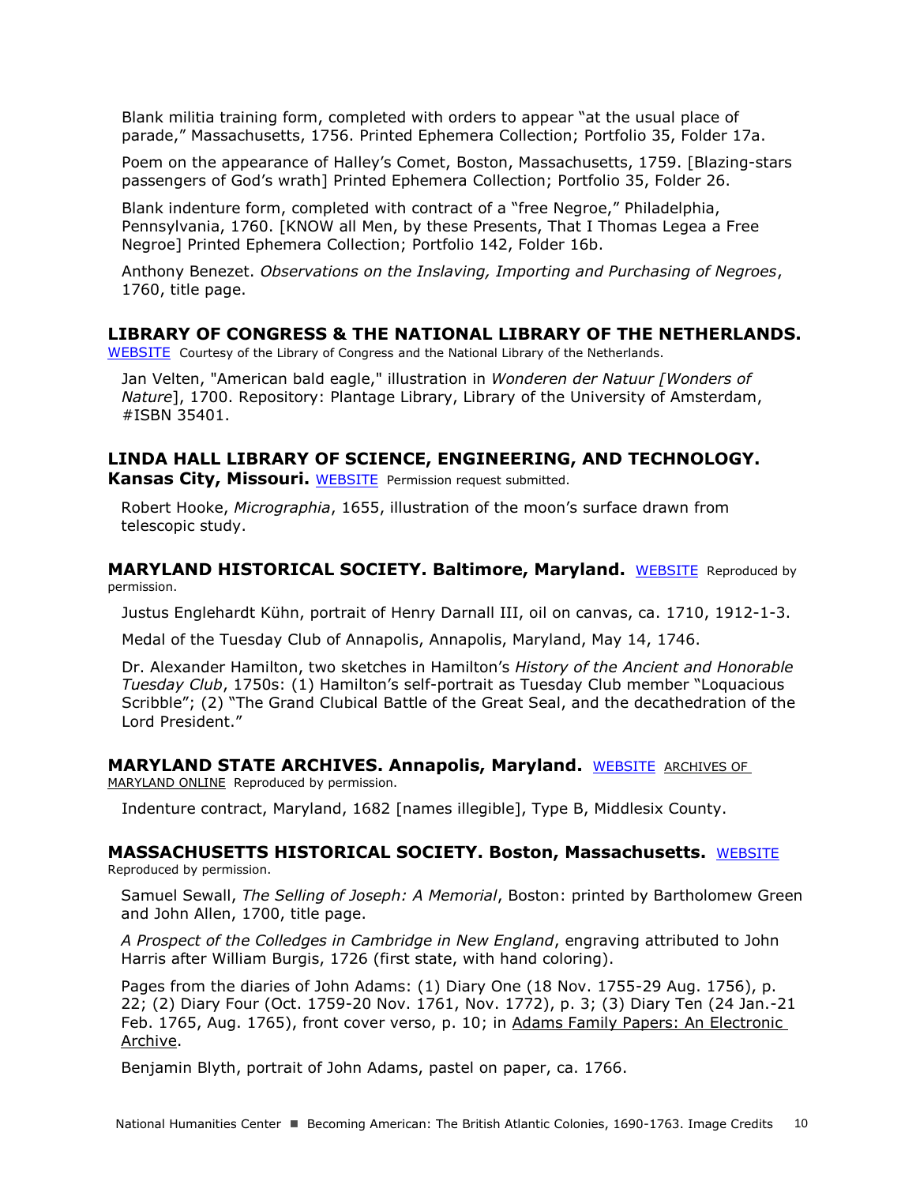Blank militia training form, completed with orders to appear "at the usual place of parade," Massachusetts, 1756. Printed Ephemera Collection; Portfolio 35, Folder 17a.

Poem on the appearance of Halley's Comet, Boston, Massachusetts, 1759. [Blazing-stars passengers of God's wrath] Printed Ephemera Collection; Portfolio 35, Folder 26.

Blank indenture form, completed with contract of a "free Negroe," Philadelphia, Pennsylvania, 1760. [KNOW all Men, by these Presents, That I Thomas Legea a Free Negroe] Printed Ephemera Collection; Portfolio 142, Folder 16b.

Anthony Benezet. *Observations on the Inslaving, Importing and Purchasing of Negroes*, 1760, title page.

### LIBRARY OF CONGRESS & THE NATIONAL LIBRARY OF THE NETHERLANDS.

WEBSITE Courtesy of the Library of Congress and the National Library of the Netherlands.

Jan Velten, "American bald eagle," illustration in *Wonderen der Natuur [Wonders of Nature]*, 1700. Repository: Plantage Library, Library of the University of Amsterdam, #ISBN 35401.

### LINDA HALL LIBRARY OF SCIENCE, ENGINEERING, AND TECHNOLOGY. Kansas City, Missouri.

WEBSITE Permission request submitted.

Robert Hooke, *Micrographia*, 1655, illustration of the moon's surface drawn from telescopic study.

### MARYLAND HISTORICAL SOCIETY. Baltimore, Maryland.

WEBSITE Reproduced by permission.

Justus Englehardt Kühn, portrait of Henry Darnall III, oil on canvas, ca. 1710, 1912-1-3.

Medal of the Tuesday Club of Annapolis, Annapolis, Maryland, May 14, 1746.

Dr. Alexander Hamilton, two sketches in Hamilton's *History of the Ancient and Honorable Tuesday Club*, 1750s: (1) Hamilton's self-portrait as Tuesday Club member "Loquacious Scribble"; (2) "The Grand Clubical Battle of the Great Seal, and the decathedration of the Lord President."

### MARYLAND STATE ARCHIVES. Annapolis, Maryland.

WEBSITE ARCHIVES OF MARYLAND ONLINE Reproduced by permission.

Indenture contract, Maryland, 1682 [names illegible], Type B, Middlesix County.

### MASSACHUSETTS HISTORICAL SOCIETY. Boston, Massachusetts.

WEBSITE Reproduced by permission.

Samuel Sewall, *The Selling of Joseph: A Memorial*, Boston: printed by Bartholomew Green and John Allen, 1700, title page.

*A Prospect of the Colledges in Cambridge in New England*, engraving attributed to John Harris after William Burgis, 1726 (first state, with hand coloring).

Pages from the diaries of John Adams: (1) Diary One (18 Nov. 1755-29 Aug. 1756), p. 22; (2) Diary Four (Oct. 1759-20 Nov. 1761, Nov. 1772), p. 3; (3) Diary Ten (24 Jan.-21 Feb. 1765, Aug. 1765), front cover verso, p. 10; in Adams Family Papers: An Electronic Archive.

Benjamin Blyth, portrait of John Adams, pastel on paper, ca. 1766.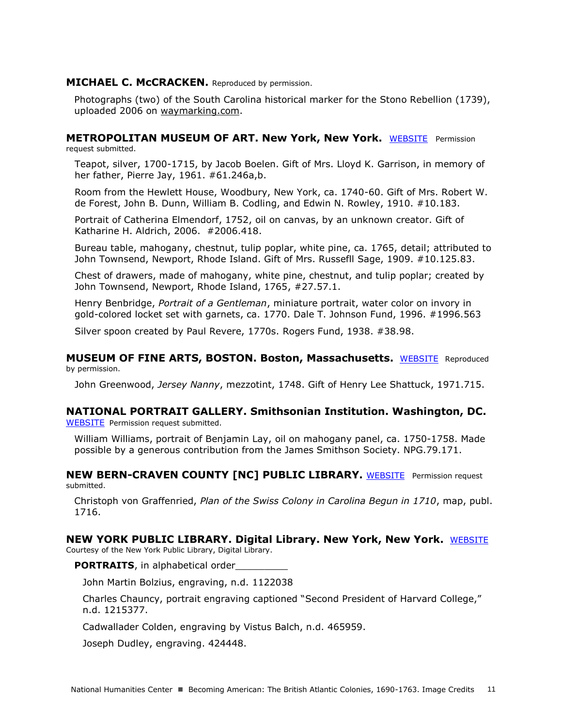**MICHAEL C. McCRACKEN.** Reproduced by permission.

Photographs (two) of the South Carolina historical marker for the Stono Rebellion (1739), uploaded 2006 on waymarking.com.

**METROPOLITAN MUSEUM OF ART. New York, New York.** WEBSITE Permission request submitted.

Teapot, silver, 1700-1715, by Jacob Boelen. Gift of Mrs. Lloyd K. Garrison, in memory of her father, Pierre Jay, 1961. #61.246a,b.

Room from the Hewlett House, Woodbury, New York, ca. 1740-60. Gift of Mrs. Robert W. de Forest, John B. Dunn, William B. Codling, and Edwin N. Rowley, 1910. #10.183.

Portrait of Catherina Elmendorf, 1752, oil on canvas, by an unknown creator. Gift of Katharine H. Aldrich, 2006. #2006.418.

Bureau table, mahogany, chestnut, tulip poplar, white pine, ca. 1765, detail; attributed to John Townsend, Newport, Rhode Island. Gift of Mrs. Russefll Sage, 1909. #10.125.83.

Chest of drawers, made of mahogany, white pine, chestnut, and tulip poplar; created by John Townsend, Newport, Rhode Island, 1765, #27.57.1.

Henry Benbridge, *Portrait of a Gentleman*, miniature portrait, water color on invory in gold-colored locket set with garnets, ca. 1770. Dale T. Johnson Fund, 1996. #1996.563

Silver spoon created by Paul Revere, 1770s. Rogers Fund, 1938. #38.98.

**MUSEUM OF FINE ARTS, BOSTON. Boston, Massachusetts.** WEBSITE Reproduced by permission.

John Greenwood, *Jersey Nanny*, mezzotint, 1748. Gift of Henry Lee Shattuck, 1971.715.

**NATIONAL PORTRAIT GALLERY. Smithsonian Institution. Washington, DC.** WEBSITE Permission request submitted.

William Williams, portrait of Benjamin Lay, oil on mahogany panel, ca. 1750-1758. Made possible by a generous contribution from the James Smithson Society. NPG.79.171.

**NEW BERN-CRAVEN COUNTY [NC] PUBLIC LIBRARY.** WEBSITE Permission request submitted.

Christoph von Graffenried, *Plan of the Swiss Colony in Carolina Begun in 1710*, map, publ. 1716.

**NEW YORK PUBLIC LIBRARY. Digital Library. New York, New York.** WEBSITE Courtesy of the New York Public Library, Digital Library.

**PORTRAITS**, in alphabetical order

John Martin Bolzius, engraving, n.d. 1122038

Charles Chauncy, portrait engraving captioned "Second President of Harvard College," n.d. 1215377.

Cadwallader Colden, engraving by Vistus Balch, n.d. 465959.

Joseph Dudley, engraving. 424448.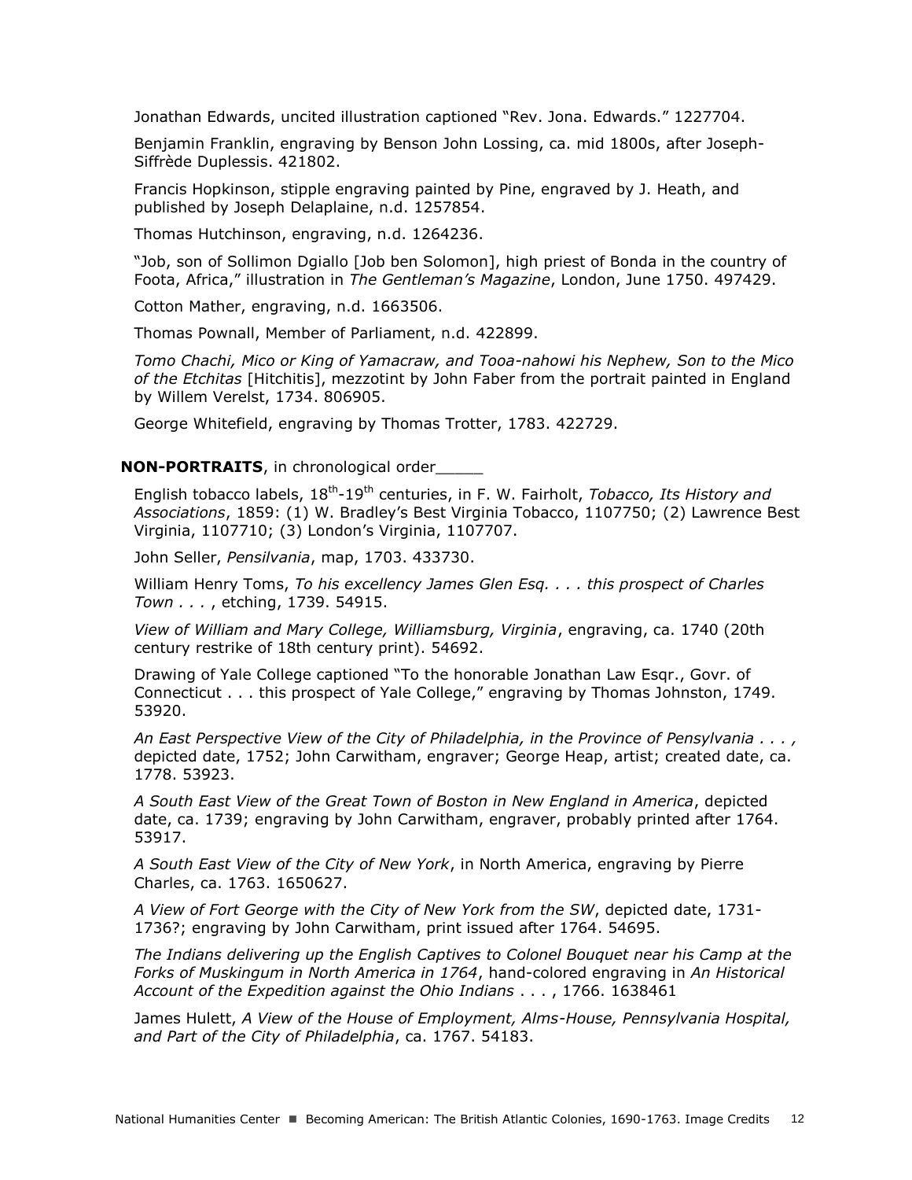Jonathan Edwards, uncited illustration captioned "Rev. Jona. Edwards." 1227704.

Benjamin Franklin, engraving by Benson John Lossing, ca. mid 1800s, after Joseph-Siffrède Duplessis. 421802.

Francis Hopkinson, stipple engraving painted by Pine, engraved by J. Heath, and published by Joseph Delaplaine, n.d. 1257854.

Thomas Hutchinson, engraving, n.d. 1264236.

"Job, son of Sollimon Dgiallo [Job ben Solomon], high priest of Bonda in the country of Foota, Africa," illustration in *The Gentleman's Magazine*, London, June 1750. 497429.

Cotton Mather, engraving, n.d. 1663506.

Thomas Pownall, Member of Parliament, n.d. 422899.

*Tomo Chachi, Mico or King of Yamacraw, and Tooa-nahowi his Nephew, Son to the Mico of the Etchitas* [Hitchitis], mezzotint by John Faber from the portrait painted in England by Willem Verelst, 1734. 806905.

George Whitefield, engraving by Thomas Trotter, 1783. 422729.

**NON-PORTRAITS**, in chronological order_____

English tobacco labels, 18th-19th centuries, in F. W. Fairholt, *Tobacco, Its History and Associations*, 1859: (1) W. Bradley's Best Virginia Tobacco, 1107750; (2) Lawrence Best Virginia, 1107710; (3) London's Virginia, 1107707.

John Seller, *Pensilvania*, map, 1703. 433730.

William Henry Toms, *To his excellency James Glen Esq. . . . this prospect of Charles Town . . .* , etching, 1739. 54915.

*View of William and Mary College, Williamsburg, Virginia*, engraving, ca. 1740 (20th century restrike of 18th century print). 54692.

Drawing of Yale College captioned "To the honorable Jonathan Law Esqr., Govr. of Connecticut . . . this prospect of Yale College," engraving by Thomas Johnston, 1749. 53920.

*An East Perspective View of the City of Philadelphia, in the Province of Pensylvania . . . ,* depicted date, 1752; John Carwitham, engraver; George Heap, artist; created date, ca. 1778. 53923.

*A South East View of the Great Town of Boston in New England in America*, depicted date, ca. 1739; engraving by John Carwitham, engraver, probably printed after 1764. 53917.

*A South East View of the City of New York*, in North America, engraving by Pierre Charles, ca. 1763. 1650627.

*A View of Fort George with the City of New York from the SW*, depicted date, 1731-1736?; engraving by John Carwitham, print issued after 1764. 54695.

*The Indians delivering up the English Captives to Colonel Bouquet near his Camp at the Forks of Muskingum in North America in 1764*, hand-colored engraving in *An Historical Account of the Expedition against the Ohio Indians* . . . , 1766. 1638461

James Hulett, *A View of the House of Employment, Alms-House, Pennsylvania Hospital, and Part of the City of Philadelphia*, ca. 1767. 54183.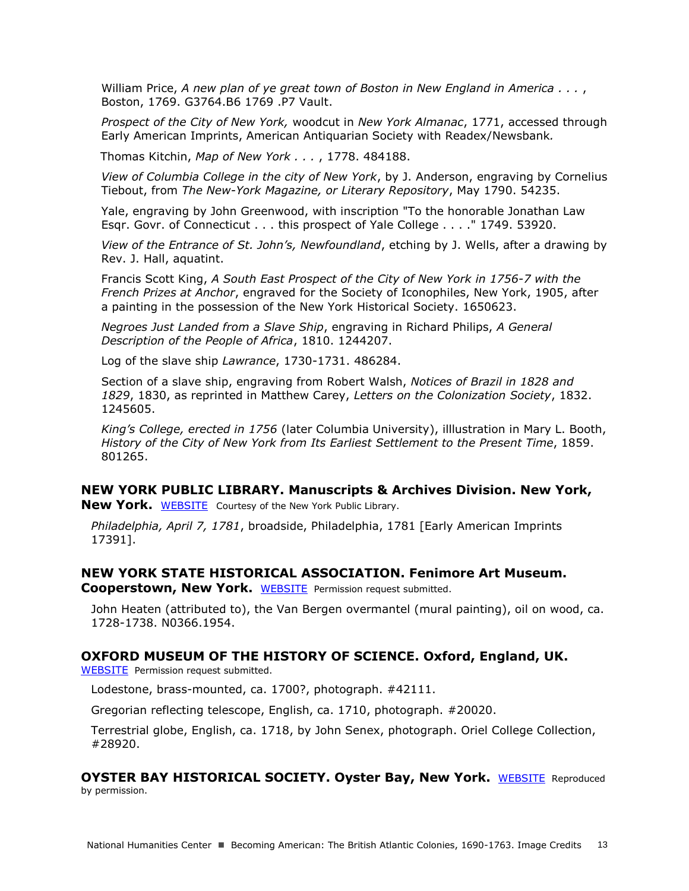William Price, *A new plan of ye great town of Boston in New England in America . . .* , Boston, 1769. G3764.B6 1769 .P7 Vault.

*Prospect of the City of New York,* woodcut in *New York Almanac*, 1771, accessed through Early American Imprints, American Antiquarian Society with Readex/Newsbank.

Thomas Kitchin, *Map of New York . . .* , 1778. 484188.

*View of Columbia College in the city of New York*, by J. Anderson, engraving by Cornelius Tiebout, from *The New-York Magazine, or Literary Repository*, May 1790. 54235.

Yale, engraving by John Greenwood, with inscription "To the honorable Jonathan Law Esqr. Govr. of Connecticut . . . this prospect of Yale College . . . ." 1749. 53920.

*View of the Entrance of St. John's, Newfoundland*, etching by J. Wells, after a drawing by Rev. J. Hall, aquatint.

Francis Scott King, *A South East Prospect of the City of New York in 1756-7 with the French Prizes at Anchor*, engraved for the Society of Iconophiles, New York, 1905, after a painting in the possession of the New York Historical Society. 1650623.

*Negroes Just Landed from a Slave Ship*, engraving in Richard Philips, *A General Description of the People of Africa*, 1810. 1244207.

Log of the slave ship *Lawrance*, 1730-1731. 486284.

Section of a slave ship, engraving from Robert Walsh, *Notices of Brazil in 1828 and 1829*, 1830, as reprinted in Matthew Carey, *Letters on the Colonization Society*, 1832. 1245605.

*King's College, erected in 1756* (later Columbia University), illlustration in Mary L. Booth, *History of the City of New York from Its Earliest Settlement to the Present Time*, 1859. 801265.

**NEW YORK PUBLIC LIBRARY. Manuscripts & Archives Division. New York, New York.** WEBSITE Courtesy of the New York Public Library.

*Philadelphia, April 7, 1781*, broadside, Philadelphia, 1781 [Early American Imprints 17391].

**NEW YORK STATE HISTORICAL ASSOCIATION. Fenimore Art Museum. Cooperstown, New York.** WEBSITE Permission request submitted.

John Heaten (attributed to), the Van Bergen overmantel (mural painting), oil on wood, ca. 1728-1738. N0366.1954.

**OXFORD MUSEUM OF THE HISTORY OF SCIENCE. Oxford, England, UK.** WEBSITE Permission request submitted.

Lodestone, brass-mounted, ca. 1700?, photograph. #42111.

Gregorian reflecting telescope, English, ca. 1710, photograph. #20020.

Terrestrial globe, English, ca. 1718, by John Senex, photograph. Oriel College Collection, #28920.

**OYSTER BAY HISTORICAL SOCIETY. Oyster Bay, New York.** WEBSITE Reproduced by permission.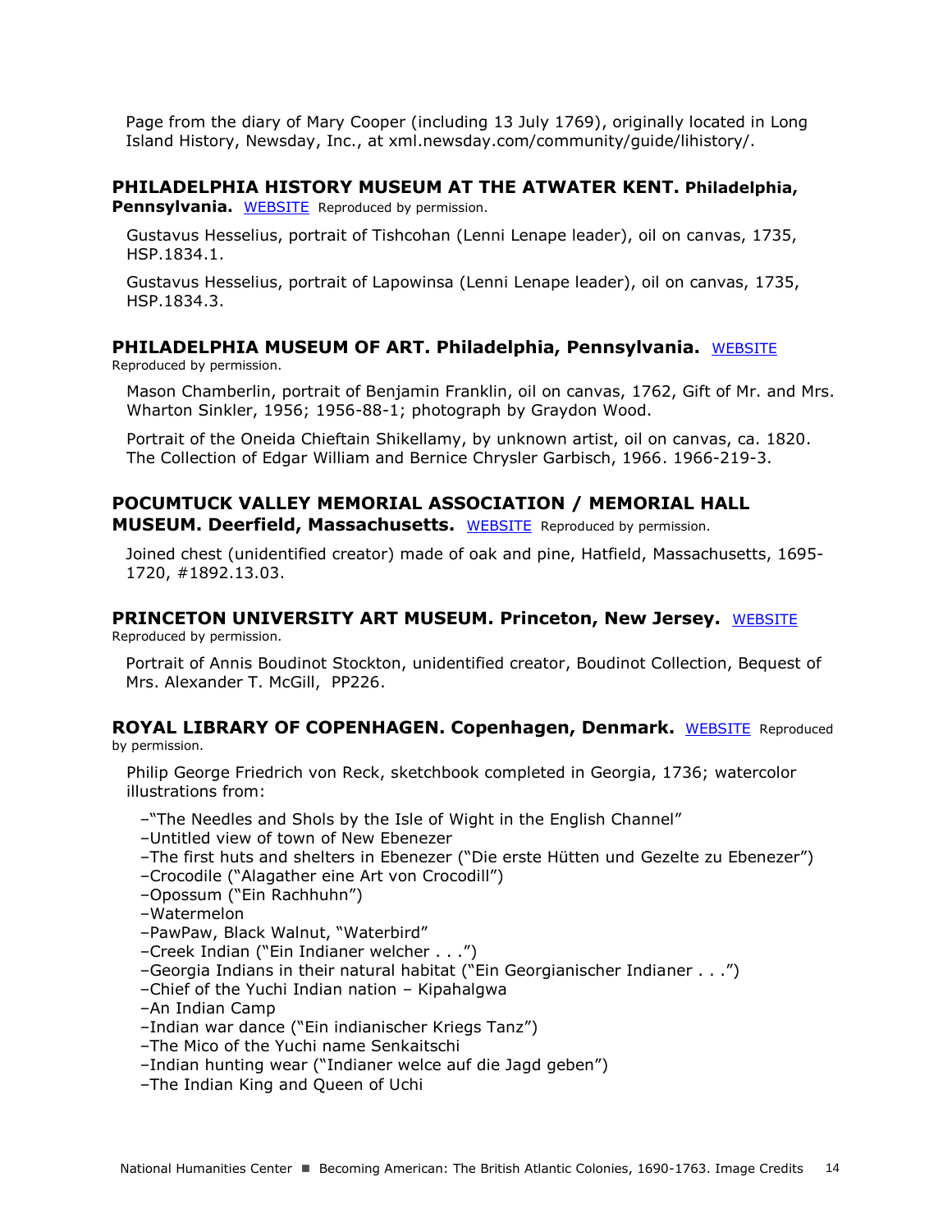Page from the diary of Mary Cooper (including 13 July 1769), originally located in Long Island History, Newsday, Inc., at xml.newsday.com/community/guide/lihistory/.

### PHILADELPHIA HISTORY MUSEUM AT THE ATWATER KENT. Philadelphia, Pennsylvania.

WEBSITE Reproduced by permission.

Gustavus Hesselius, portrait of Tishcohan (Lenni Lenape leader), oil on canvas, 1735, HSP.1834.1.

Gustavus Hesselius, portrait of Lapowinsa (Lenni Lenape leader), oil on canvas, 1735, HSP.1834.3.

### PHILADELPHIA MUSEUM OF ART. Philadelphia, Pennsylvania.

WEBSITE Reproduced by permission.

Mason Chamberlin, portrait of Benjamin Franklin, oil on canvas, 1762, Gift of Mr. and Mrs. Wharton Sinkler, 1956; 1956-88-1; photograph by Graydon Wood.

Portrait of the Oneida Chieftain Shikellamy, by unknown artist, oil on canvas, ca. 1820. The Collection of Edgar William and Bernice Chrysler Garbisch, 1966. 1966-219-3.

### POCUMTUCK VALLEY MEMORIAL ASSOCIATION / MEMORIAL HALL MUSEUM. Deerfield, Massachusetts.

WEBSITE Reproduced by permission.

Joined chest (unidentified creator) made of oak and pine, Hatfield, Massachusetts, 1695-1720, #1892.13.03.

### PRINCETON UNIVERSITY ART MUSEUM. Princeton, New Jersey.

WEBSITE Reproduced by permission.

Portrait of Annis Boudinot Stockton, unidentified creator, Boudinot Collection, Bequest of Mrs. Alexander T. McGill, PP226.

### ROYAL LIBRARY OF COPENHAGEN. Copenhagen, Denmark.

WEBSITE Reproduced by permission.

Philip George Friedrich von Reck, sketchbook completed in Georgia, 1736; watercolor illustrations from:

–"The Needles and Shols by the Isle of Wight in the English Channel"
–Untitled view of town of New Ebenezer
–The first huts and shelters in Ebenezer ("Die erste Hütten und Gezelte zu Ebenezer")
–Crocodile ("Alagather eine Art von Crocodill")
–Opossum ("Ein Rachhuhn")
–Watermelon
–PawPaw, Black Walnut, "Waterbird"
–Creek Indian ("Ein Indianer welcher . . .")
–Georgia Indians in their natural habitat ("Ein Georgianischer Indianer . . .")
–Chief of the Yuchi Indian nation – Kipahalgwa
–An Indian Camp
–Indian war dance ("Ein indianischer Kriegs Tanz")
–The Mico of the Yuchi name Senkaitschi
–Indian hunting wear ("Indianer welce auf die Jagd geben")
–The Indian King and Queen of Uchi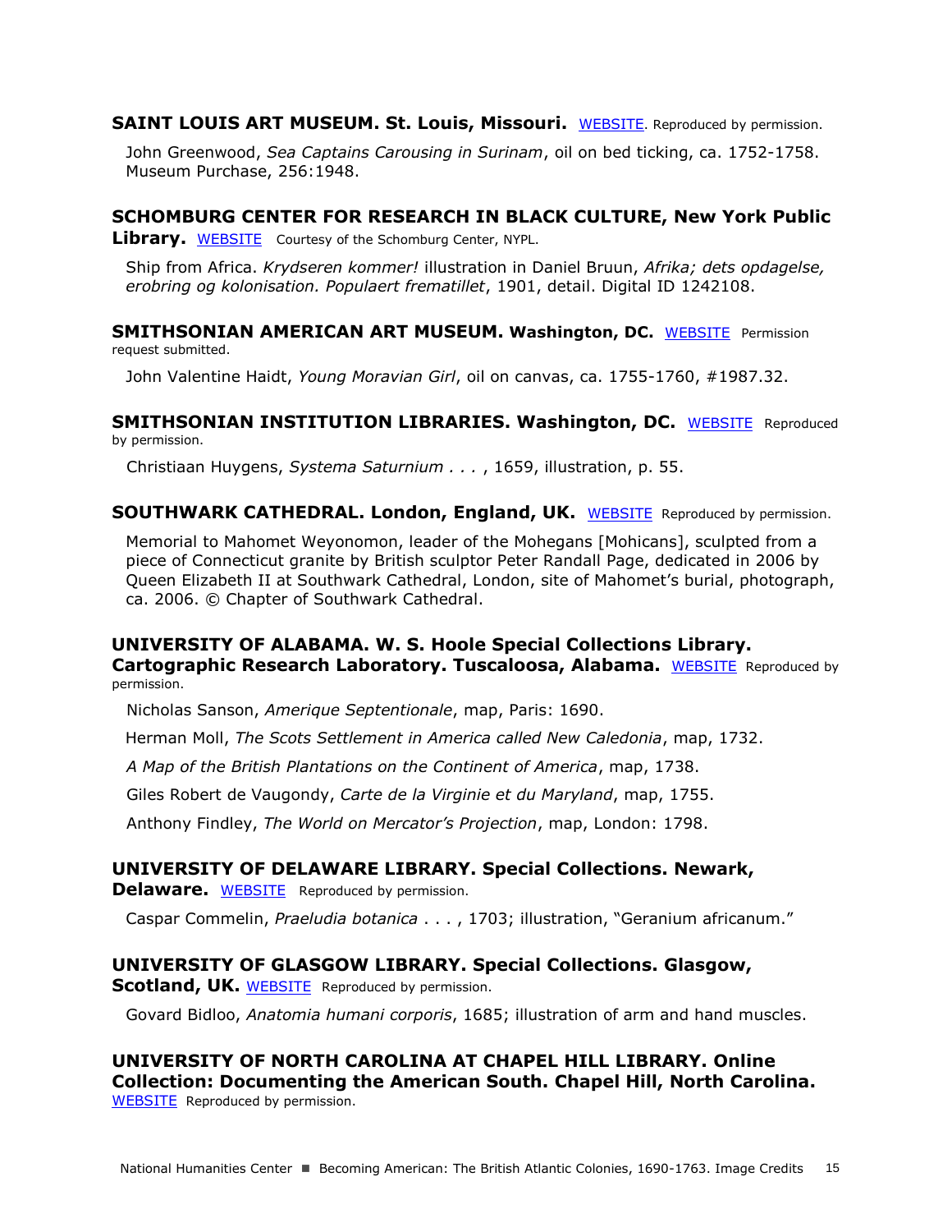**SAINT LOUIS ART MUSEUM. St. Louis, Missouri.** WEBSITE. Reproduced by permission.

John Greenwood, *Sea Captains Carousing in Surinam*, oil on bed ticking, ca. 1752-1758. Museum Purchase, 256:1948.

**SCHOMBURG CENTER FOR RESEARCH IN BLACK CULTURE, New York Public Library.** WEBSITE Courtesy of the Schomburg Center, NYPL.

Ship from Africa. *Krydseren kommer!* illustration in Daniel Bruun, *Afrika; dets opdagelse, erobring og kolonisation. Populaert frematillet*, 1901, detail. Digital ID 1242108.

**SMITHSONIAN AMERICAN ART MUSEUM. Washington, DC.** WEBSITE Permission request submitted.

John Valentine Haidt, *Young Moravian Girl*, oil on canvas, ca. 1755-1760, #1987.32.

**SMITHSONIAN INSTITUTION LIBRARIES. Washington, DC.** WEBSITE Reproduced by permission.

Christiaan Huygens, *Systema Saturnium . . .* , 1659, illustration, p. 55.

**SOUTHWARK CATHEDRAL. London, England, UK.** WEBSITE Reproduced by permission.

Memorial to Mahomet Weyonomon, leader of the Mohegans [Mohicans], sculpted from a piece of Connecticut granite by British sculptor Peter Randall Page, dedicated in 2006 by Queen Elizabeth II at Southwark Cathedral, London, site of Mahomet's burial, photograph, ca. 2006. © Chapter of Southwark Cathedral.

**UNIVERSITY OF ALABAMA. W. S. Hoole Special Collections Library. Cartographic Research Laboratory. Tuscaloosa, Alabama.** WEBSITE Reproduced by permission.

Nicholas Sanson, *Amerique Septentionale*, map, Paris: 1690.

Herman Moll, *The Scots Settlement in America called New Caledonia*, map, 1732.

*A Map of the British Plantations on the Continent of America*, map, 1738.

Giles Robert de Vaugondy, *Carte de la Virginie et du Maryland*, map, 1755.

Anthony Findley, *The World on Mercator's Projection*, map, London: 1798.

**UNIVERSITY OF DELAWARE LIBRARY. Special Collections. Newark, Delaware.** WEBSITE Reproduced by permission.

Caspar Commelin, *Praeludia botanica* . . . , 1703; illustration, "Geranium africanum."

**UNIVERSITY OF GLASGOW LIBRARY. Special Collections. Glasgow, Scotland, UK.** WEBSITE Reproduced by permission.

Govard Bidloo, *Anatomia humani corporis*, 1685; illustration of arm and hand muscles.

**UNIVERSITY OF NORTH CAROLINA AT CHAPEL HILL LIBRARY. Online Collection: Documenting the American South. Chapel Hill, North Carolina.** WEBSITE Reproduced by permission.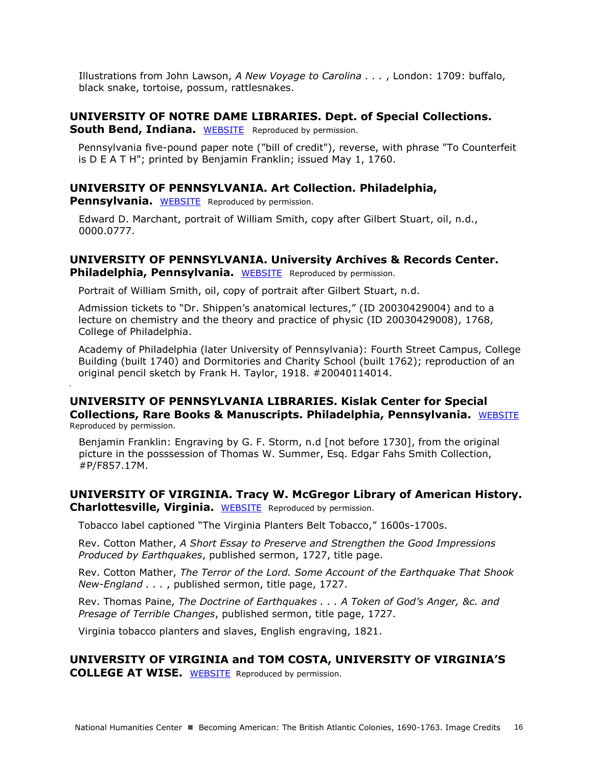Illustrations from John Lawson, *A New Voyage to Carolina . . .* , London: 1709: buffalo, black snake, tortoise, possum, rattlesnakes.

**UNIVERSITY OF NOTRE DAME LIBRARIES. Dept. of Special Collections. South Bend, Indiana.** WEBSITE Reproduced by permission.

Pennsylvania five-pound paper note ("bill of credit"), reverse, with phrase "To Counterfeit is D E A T H"; printed by Benjamin Franklin; issued May 1, 1760.

**UNIVERSITY OF PENNSYLVANIA. Art Collection. Philadelphia, Pennsylvania.** WEBSITE Reproduced by permission.

Edward D. Marchant, portrait of William Smith, copy after Gilbert Stuart, oil, n.d., 0000.0777.

**UNIVERSITY OF PENNSYLVANIA. University Archives & Records Center. Philadelphia, Pennsylvania.** WEBSITE Reproduced by permission.

Portrait of William Smith, oil, copy of portrait after Gilbert Stuart, n.d.

Admission tickets to "Dr. Shippen's anatomical lectures," (ID 20030429004) and to a lecture on chemistry and the theory and practice of physic (ID 20030429008), 1768, College of Philadelphia.

Academy of Philadelphia (later University of Pennsylvania): Fourth Street Campus, College Building (built 1740) and Dormitories and Charity School (built 1762); reproduction of an original pencil sketch by Frank H. Taylor, 1918. #20040114014.

**UNIVERSITY OF PENNSYLVANIA LIBRARIES. Kislak Center for Special Collections, Rare Books & Manuscripts. Philadelphia, Pennsylvania.** WEBSITE Reproduced by permission.

Benjamin Franklin: Engraving by G. F. Storm, n.d [not before 1730], from the original picture in the posssession of Thomas W. Summer, Esq. Edgar Fahs Smith Collection, #P/F857.17M.

**UNIVERSITY OF VIRGINIA. Tracy W. McGregor Library of American History. Charlottesville, Virginia.** WEBSITE Reproduced by permission.

Tobacco label captioned "The Virginia Planters Belt Tobacco," 1600s-1700s.

Rev. Cotton Mather, *A Short Essay to Preserve and Strengthen the Good Impressions Produced by Earthquakes*, published sermon, 1727, title page.

Rev. Cotton Mather, *The Terror of the Lord. Some Account of the Earthquake That Shook New-England . . .* , published sermon, title page, 1727.

Rev. Thomas Paine, *The Doctrine of Earthquakes . . . A Token of God's Anger, &c. and Presage of Terrible Changes*, published sermon, title page, 1727.

Virginia tobacco planters and slaves, English engraving, 1821.

**UNIVERSITY OF VIRGINIA and TOM COSTA, UNIVERSITY OF VIRGINIA'S COLLEGE AT WISE.** WEBSITE Reproduced by permission.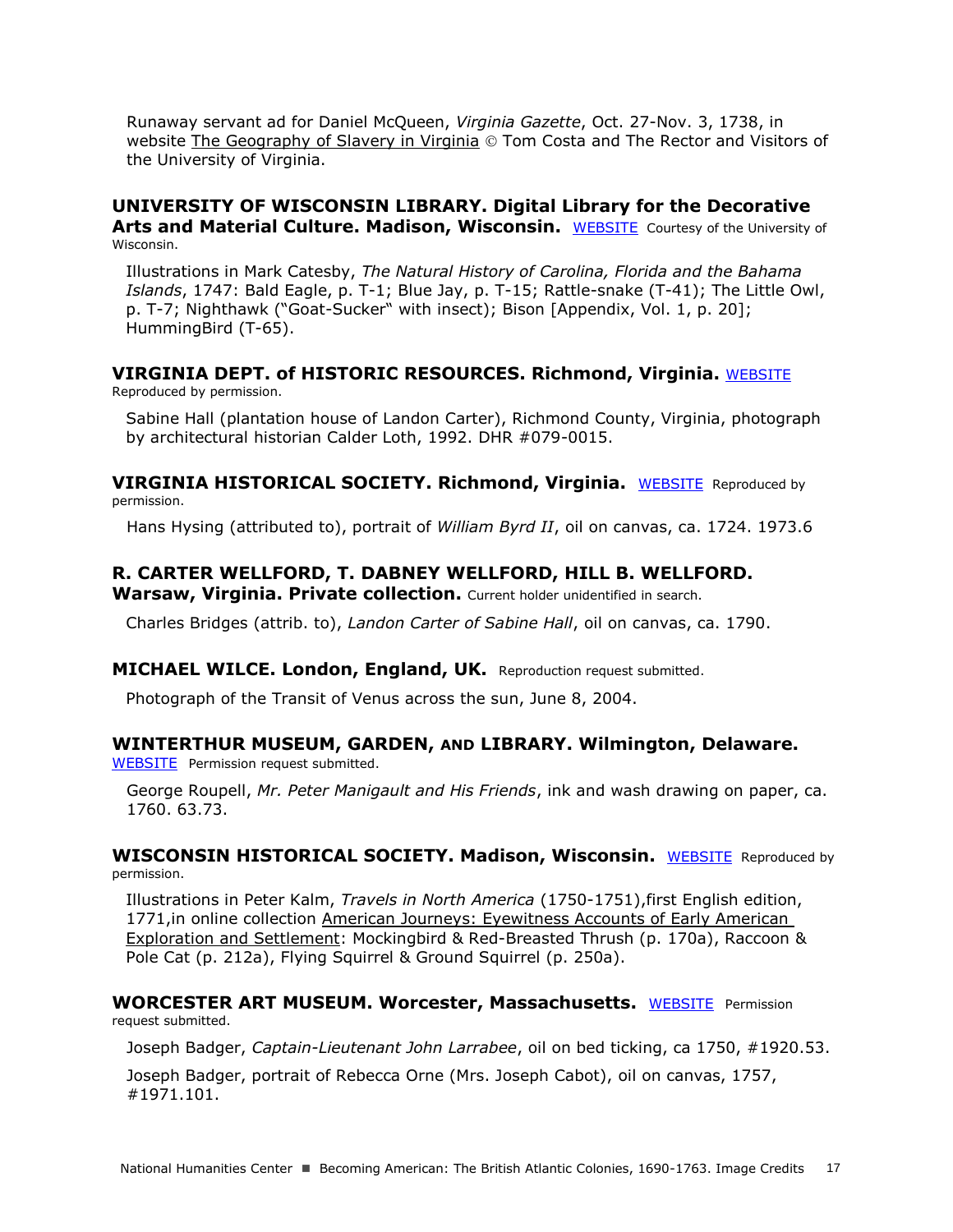Runaway servant ad for Daniel McQueen, *Virginia Gazette*, Oct. 27-Nov. 3, 1738, in website The Geography of Slavery in Virginia © Tom Costa and The Rector and Visitors of the University of Virginia.

**UNIVERSITY OF WISCONSIN LIBRARY. Digital Library for the Decorative Arts and Material Culture. Madison, Wisconsin.** WEBSITE Courtesy of the University of Wisconsin.

Illustrations in Mark Catesby, *The Natural History of Carolina, Florida and the Bahama Islands*, 1747: Bald Eagle, p. T-1; Blue Jay, p. T-15; Rattle-snake (T-41); The Little Owl, p. T-7; Nighthawk ("Goat-Sucker" with insect); Bison [Appendix, Vol. 1, p. 20]; HummingBird (T-65).

**VIRGINIA DEPT. of HISTORIC RESOURCES. Richmond, Virginia.** WEBSITE Reproduced by permission.

Sabine Hall (plantation house of Landon Carter), Richmond County, Virginia, photograph by architectural historian Calder Loth, 1992. DHR #079-0015.

**VIRGINIA HISTORICAL SOCIETY. Richmond, Virginia.** WEBSITE Reproduced by permission.

Hans Hysing (attributed to), portrait of *William Byrd II*, oil on canvas, ca. 1724. 1973.6

**R. CARTER WELLFORD, T. DABNEY WELLFORD, HILL B. WELLFORD. Warsaw, Virginia. Private collection.** Current holder unidentified in search.

Charles Bridges (attrib. to), *Landon Carter of Sabine Hall*, oil on canvas, ca. 1790.

**MICHAEL WILCE. London, England, UK.** Reproduction request submitted.

Photograph of the Transit of Venus across the sun, June 8, 2004.

**WINTERTHUR MUSEUM, GARDEN, AND LIBRARY. Wilmington, Delaware.** WEBSITE Permission request submitted.

George Roupell, *Mr. Peter Manigault and His Friends*, ink and wash drawing on paper, ca. 1760. 63.73.

**WISCONSIN HISTORICAL SOCIETY. Madison, Wisconsin.** WEBSITE Reproduced by permission.

Illustrations in Peter Kalm, *Travels in North America* (1750-1751),first English edition, 1771,in online collection American Journeys: Eyewitness Accounts of Early American Exploration and Settlement: Mockingbird & Red-Breasted Thrush (p. 170a), Raccoon & Pole Cat (p. 212a), Flying Squirrel & Ground Squirrel (p. 250a).

**WORCESTER ART MUSEUM. Worcester, Massachusetts.** WEBSITE Permission request submitted.

Joseph Badger, *Captain-Lieutenant John Larrabee*, oil on bed ticking, ca 1750, #1920.53.

Joseph Badger, portrait of Rebecca Orne (Mrs. Joseph Cabot), oil on canvas, 1757, #1971.101.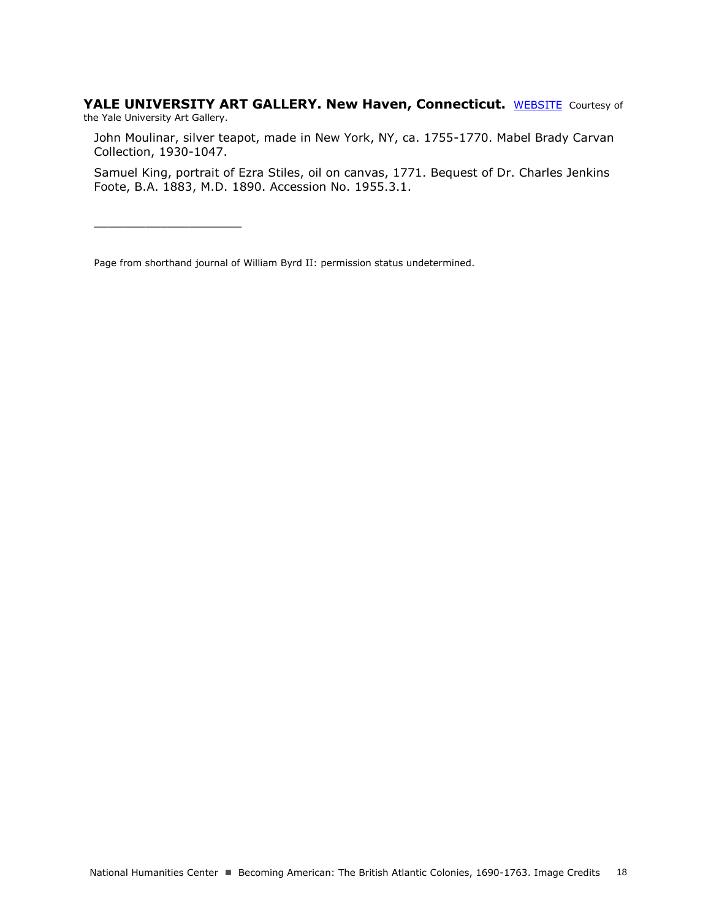**YALE UNIVERSITY ART GALLERY. New Haven, Connecticut.** [WEBSITE] Courtesy of the Yale University Art Gallery.

John Moulinar, silver teapot, made in New York, NY, ca. 1755-1770. Mabel Brady Carvan Collection, 1930-1047.

Samuel King, portrait of Ezra Stiles, oil on canvas, 1771. Bequest of Dr. Charles Jenkins Foote, B.A. 1883, M.D. 1890. Accession No. 1955.3.1.

---

Page from shorthand journal of William Byrd II: permission status undetermined.